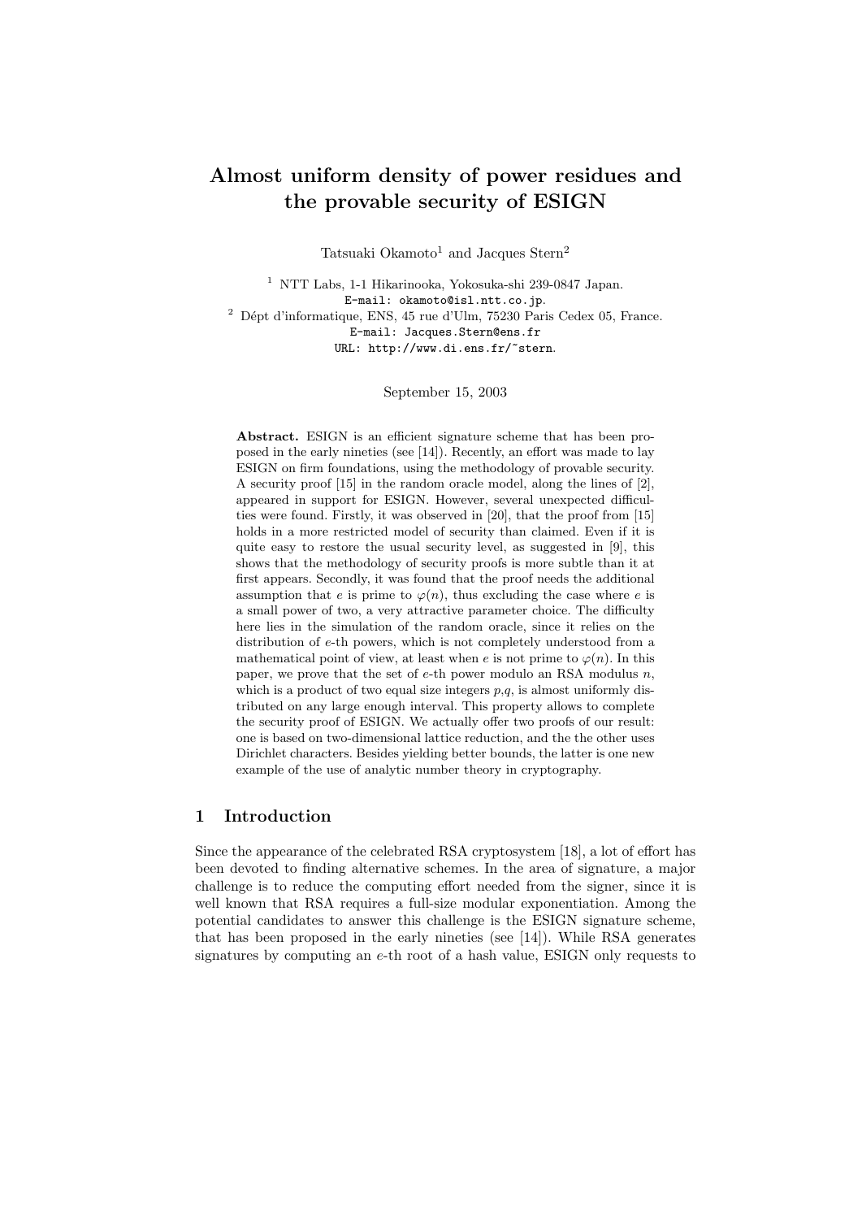# Almost uniform density of power residues and the provable security of ESIGN

Tatsuaki Okamoto[1] and Jacques Stern[2]

[1] NTT Labs, 1-1 Hikarinooka, Yokosuka-shi 239-0847 Japan.
E-mail: okamoto@isl.ntt.co.jp.

[2] Dépt d'informatique, ENS, 45 rue d'Ulm, 75230 Paris Cedex 05, France.
E-mail: Jacques.Stern@ens.fr
URL: http://www.di.ens.fr/~stern.

September 15, 2003

**Abstract.** ESIGN is an efficient signature scheme that has been proposed in the early nineties (see [14]). Recently, an effort was made to lay ESIGN on firm foundations, using the methodology of provable security. A security proof [15] in the random oracle model, along the lines of [2], appeared in support for ESIGN. However, several unexpected difficulties were found. Firstly, it was observed in [20], that the proof from [15] holds in a more restricted model of security than claimed. Even if it is quite easy to restore the usual security level, as suggested in [9], this shows that the methodology of security proofs is more subtle than it at first appears. Secondly, it was found that the proof needs the additional assumption that $e$ is prime to $\varphi(n)$, thus excluding the case where $e$ is a small power of two, a very attractive parameter choice. The difficulty here lies in the simulation of the random oracle, since it relies on the distribution of $e$-th powers, which is not completely understood from a mathematical point of view, at least when $e$ is not prime to $\varphi(n)$. In this paper, we prove that the set of $e$-th power modulo an RSA modulus $n$, which is a product of two equal size integers $p$,$q$, is almost uniformly distributed on any large enough interval. This property allows to complete the security proof of ESIGN. We actually offer two proofs of our result: one is based on two-dimensional lattice reduction, and the the other uses Dirichlet characters. Besides yielding better bounds, the latter is one new example of the use of analytic number theory in cryptography.

## 1 Introduction

Since the appearance of the celebrated RSA cryptosystem [18], a lot of effort has been devoted to finding alternative schemes. In the area of signature, a major challenge is to reduce the computing effort needed from the signer, since it is well known that RSA requires a full-size modular exponentiation. Among the potential candidates to answer this challenge is the ESIGN signature scheme, that has been proposed in the early nineties (see [14]). While RSA generates signatures by computing an $e$-th root of a hash value, ESIGN only requests to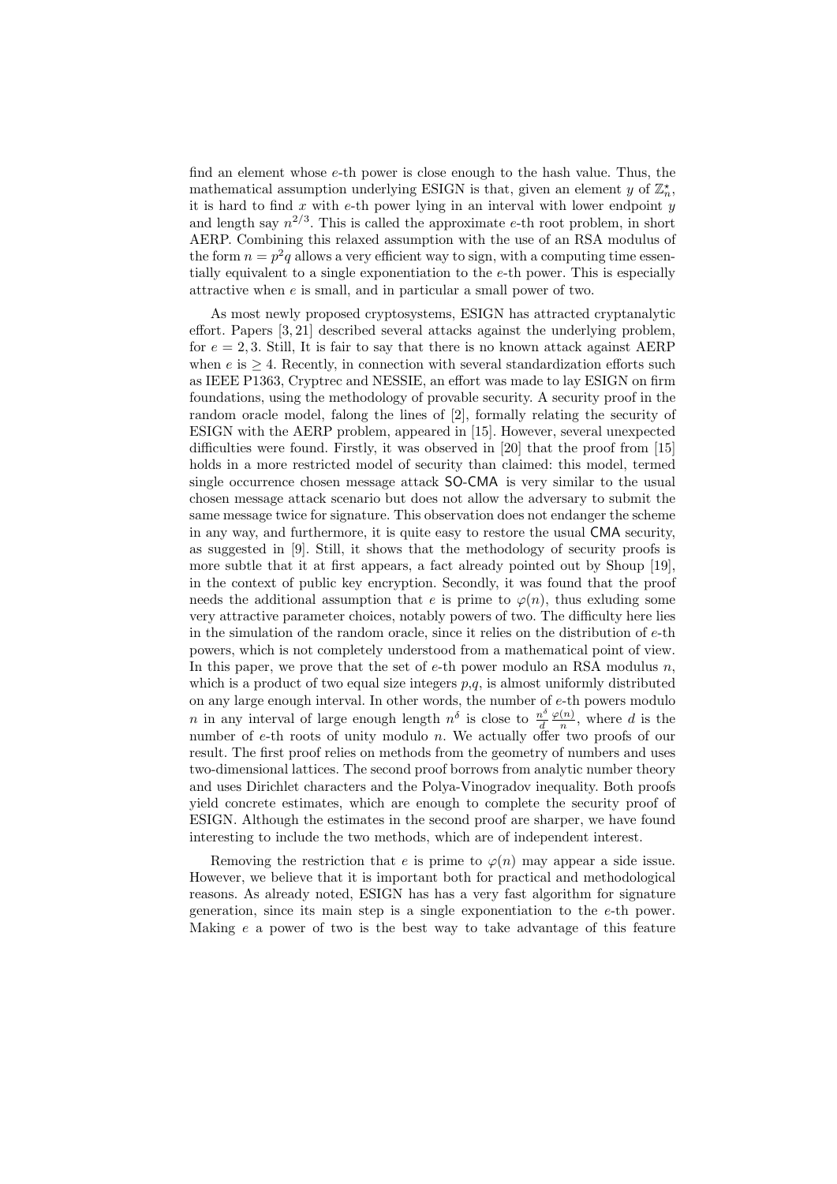find an element whose $e$-th power is close enough to the hash value. Thus, the mathematical assumption underlying ESIGN is that, given an element $y$ of $\mathbb{Z}_n^\star$, it is hard to find $x$ with $e$-th power lying in an interval with lower endpoint $y$ and length say $n^{2/3}$. This is called the approximate $e$-th root problem, in short AERP. Combining this relaxed assumption with the use of an RSA modulus of the form $n = p^2q$ allows a very efficient way to sign, with a computing time essentially equivalent to a single exponentiation to the $e$-th power. This is especially attractive when $e$ is small, and in particular a small power of two.

As most newly proposed cryptosystems, ESIGN has attracted cryptanalytic effort. Papers [3, 21] described several attacks against the underlying problem, for $e = 2, 3$. Still, It is fair to say that there is no known attack against AERP when $e$ is $\geq 4$. Recently, in connection with several standardization efforts such as IEEE P1363, Cryptrec and NESSIE, an effort was made to lay ESIGN on firm foundations, using the methodology of provable security. A security proof in the random oracle model, falong the lines of [2], formally relating the security of ESIGN with the AERP problem, appeared in [15]. However, several unexpected difficulties were found. Firstly, it was observed in [20] that the proof from [15] holds in a more restricted model of security than claimed: this model, termed single occurrence chosen message attack SO-CMA is very similar to the usual chosen message attack scenario but does not allow the adversary to submit the same message twice for signature. This observation does not endanger the scheme in any way, and furthermore, it is quite easy to restore the usual CMA security, as suggested in [9]. Still, it shows that the methodology of security proofs is more subtle that it at first appears, a fact already pointed out by Shoup [19], in the context of public key encryption. Secondly, it was found that the proof needs the additional assumption that $e$ is prime to $\varphi(n)$, thus exluding some very attractive parameter choices, notably powers of two. The difficulty here lies in the simulation of the random oracle, since it relies on the distribution of $e$-th powers, which is not completely understood from a mathematical point of view. In this paper, we prove that the set of $e$-th power modulo an RSA modulus $n$, which is a product of two equal size integers $p$,$q$, is almost uniformly distributed on any large enough interval. In other words, the number of $e$-th powers modulo $n$ in any interval of large enough length $n^\delta$ is close to $\frac{n^\delta}{d}\frac{\varphi(n)}{n}$, where $d$ is the number of $e$-th roots of unity modulo $n$. We actually offer two proofs of our result. The first proof relies on methods from the geometry of numbers and uses two-dimensional lattices. The second proof borrows from analytic number theory and uses Dirichlet characters and the Polya-Vinogradov inequality. Both proofs yield concrete estimates, which are enough to complete the security proof of ESIGN. Although the estimates in the second proof are sharper, we have found interesting to include the two methods, which are of independent interest.

Removing the restriction that $e$ is prime to $\varphi(n)$ may appear a side issue. However, we believe that it is important both for practical and methodological reasons. As already noted, ESIGN has has a very fast algorithm for signature generation, since its main step is a single exponentiation to the $e$-th power. Making $e$ a power of two is the best way to take advantage of this feature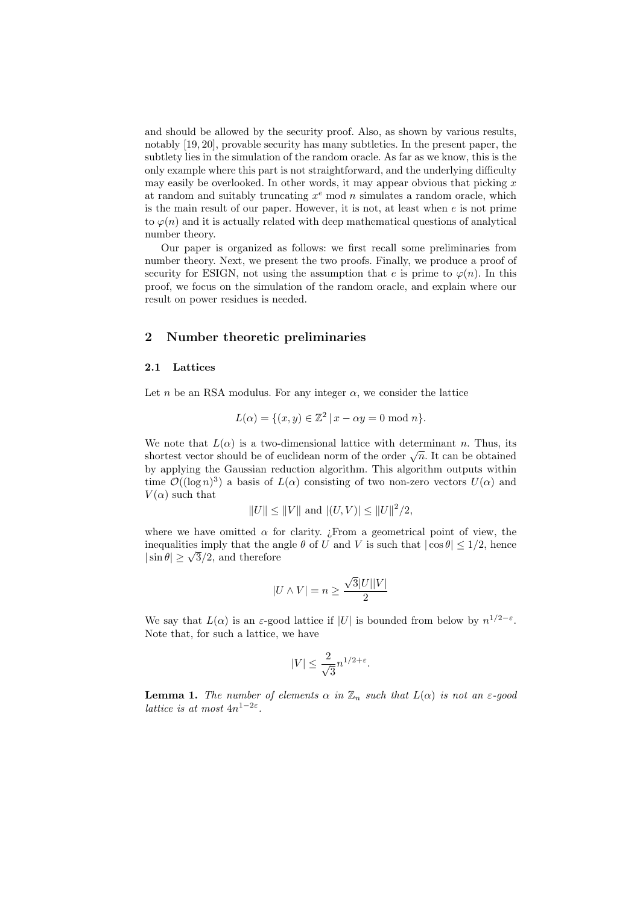and should be allowed by the security proof. Also, as shown by various results, notably [19, 20], provable security has many subtleties. In the present paper, the subtlety lies in the simulation of the random oracle. As far as we know, this is the only example where this part is not straightforward, and the underlying difficulty may easily be overlooked. In other words, it may appear obvious that picking $x$ at random and suitably truncating $x^e \bmod n$ simulates a random oracle, which is the main result of our paper. However, it is not, at least when $e$ is not prime to $\varphi(n)$ and it is actually related with deep mathematical questions of analytical number theory.

Our paper is organized as follows: we first recall some preliminaries from number theory. Next, we present the two proofs. Finally, we produce a proof of security for ESIGN, not using the assumption that $e$ is prime to $\varphi(n)$. In this proof, we focus on the simulation of the random oracle, and explain where our result on power residues is needed.

## 2 Number theoretic preliminaries

### 2.1 Lattices

Let $n$ be an RSA modulus. For any integer $\alpha$, we consider the lattice

$$L(\alpha) = \{(x, y) \in \mathbb{Z}^2 \mid x - \alpha y = 0 \bmod n\}.$$

We note that $L(\alpha)$ is a two-dimensional lattice with determinant $n$. Thus, its shortest vector should be of euclidean norm of the order $\sqrt{n}$. It can be obtained by applying the Gaussian reduction algorithm. This algorithm outputs within time $\mathcal{O}((\log n)^3)$ a basis of $L(\alpha)$ consisting of two non-zero vectors $U(\alpha)$ and $V(\alpha)$ such that

$$\|U\| \leq \|V\| \text{ and } |(U, V)| \leq \|U\|^2/2,$$

where we have omitted $\alpha$ for clarity. ¿From a geometrical point of view, the inequalities imply that the angle $\theta$ of $U$ and $V$ is such that $|\cos\theta| \leq 1/2$, hence $|\sin\theta| \geq \sqrt{3}/2$, and therefore

$$|U \wedge V| = n \geq \frac{\sqrt{3}|U||V|}{2}$$

We say that $L(\alpha)$ is an $\varepsilon$-good lattice if $|U|$ is bounded from below by $n^{1/2-\varepsilon}$. Note that, for such a lattice, we have

$$|V| \leq \frac{2}{\sqrt{3}} n^{1/2+\varepsilon}.$$

**Lemma 1.** *The number of elements $\alpha$ in $\mathbb{Z}_n$ such that $L(\alpha)$ is not an $\varepsilon$-good lattice is at most $4n^{1-2\varepsilon}$.*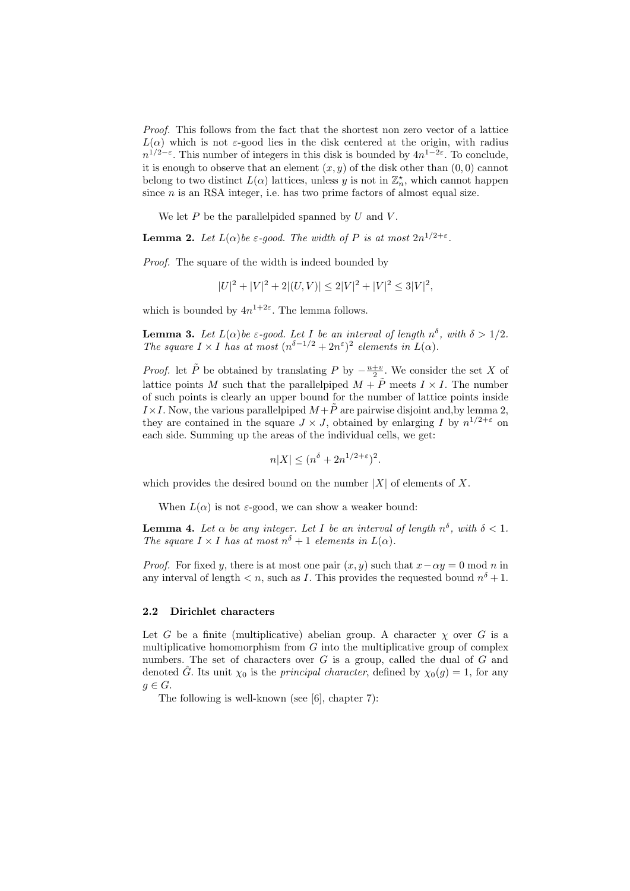*Proof.* This follows from the fact that the shortest non zero vector of a lattice $L(\alpha)$ which is not $\varepsilon$-good lies in the disk centered at the origin, with radius $n^{1/2-\varepsilon}$. This number of integers in this disk is bounded by $4n^{1-2\varepsilon}$. To conclude, it is enough to observe that an element $(x, y)$ of the disk other than $(0, 0)$ cannot belong to two distinct $L(\alpha)$ lattices, unless $y$ is not in $\mathbb{Z}_n^\star$, which cannot happen since $n$ is an RSA integer, i.e. has two prime factors of almost equal size.

We let $P$ be the parallelpided spanned by $U$ and $V$.

**Lemma 2.** *Let $L(\alpha)$be $\varepsilon$-good. The width of $P$ is at most $2n^{1/2+\varepsilon}$.*

*Proof.* The square of the width is indeed bounded by

$$|U|^2 + |V|^2 + 2|(U, V)| \leq 2|V|^2 + |V|^2 \leq 3|V|^2,$$

which is bounded by $4n^{1+2\varepsilon}$. The lemma follows.

**Lemma 3.** *Let $L(\alpha)$be $\varepsilon$-good. Let $I$ be an interval of length $n^\delta$, with $\delta > 1/2$. The square $I \times I$ has at most $(n^{\delta-1/2} + 2n^\varepsilon)^2$ elements in $L(\alpha)$.*

*Proof.* let $\tilde{P}$ be obtained by translating $P$ by $-\frac{u+v}{2}$. We consider the set $X$ of lattice points $M$ such that the parallelpiped $M + \tilde{P}$ meets $I \times I$. The number of such points is clearly an upper bound for the number of lattice points inside $I \times I$. Now, the various parallelpiped $M + \tilde{P}$ are pairwise disjoint and,by lemma 2, they are contained in the square $J \times J$, obtained by enlarging $I$ by $n^{1/2+\varepsilon}$ on each side. Summing up the areas of the individual cells, we get:

$$n|X| \leq (n^\delta + 2n^{1/2+\varepsilon})^2.$$

which provides the desired bound on the number $|X|$ of elements of $X$.

When $L(\alpha)$ is not $\varepsilon$-good, we can show a weaker bound:

**Lemma 4.** *Let $\alpha$ be any integer. Let $I$ be an interval of length $n^\delta$, with $\delta < 1$. The square $I \times I$ has at most $n^\delta + 1$ elements in $L(\alpha)$.*

*Proof.* For fixed $y$, there is at most one pair $(x, y)$ such that $x - \alpha y = 0 \bmod n$ in any interval of length $< n$, such as $I$. This provides the requested bound $n^\delta + 1$.

### 2.2 Dirichlet characters

Let $G$ be a finite (multiplicative) abelian group. A character $\chi$ over $G$ is a multiplicative homomorphism from $G$ into the multiplicative group of complex numbers. The set of characters over $G$ is a group, called the dual of $G$ and denoted $\hat{G}$. Its unit $\chi_0$ is the *principal character*, defined by $\chi_0(g) = 1$, for any $g \in G$.

The following is well-known (see [6], chapter 7):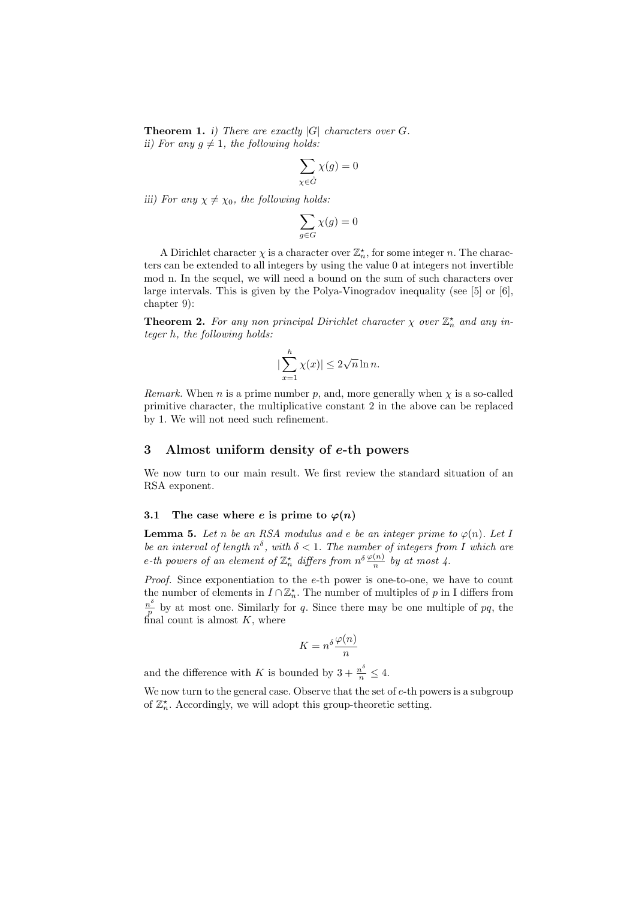**Theorem 1.** *i) There are exactly $|G|$ characters over $G$.*
*ii) For any $g \neq 1$, the following holds:*

$$\sum_{\chi \in \hat{G}} \chi(g) = 0$$

*iii) For any $\chi \neq \chi_0$, the following holds:*

$$\sum_{g \in G} \chi(g) = 0$$

A Dirichlet character $\chi$ is a character over $\mathbb{Z}_n^\star$, for some integer $n$. The characters can be extended to all integers by using the value 0 at integers not invertible mod n. In the sequel, we will need a bound on the sum of such characters over large intervals. This is given by the Polya-Vinogradov inequality (see [5] or [6], chapter 9):

**Theorem 2.** *For any non principal Dirichlet character $\chi$ over $\mathbb{Z}_n^\star$ and any integer $h$, the following holds:*

$$|\sum_{x=1}^{h} \chi(x)| \leq 2\sqrt{n} \ln n.$$

*Remark.* When $n$ is a prime number $p$, and, more generally when $\chi$ is a so-called primitive character, the multiplicative constant 2 in the above can be replaced by 1. We will not need such refinement.

## 3 Almost uniform density of $e$-th powers

We now turn to our main result. We first review the standard situation of an RSA exponent.

### 3.1 The case where $e$ is prime to $\varphi(n)$

**Lemma 5.** *Let $n$ be an RSA modulus and $e$ be an integer prime to $\varphi(n)$. Let $I$ be an interval of length $n^\delta$, with $\delta < 1$. The number of integers from $I$ which are $e$-th powers of an element of $\mathbb{Z}_n^\star$ differs from $n^\delta \frac{\varphi(n)}{n}$ by at most 4.*

*Proof.* Since exponentiation to the $e$-th power is one-to-one, we have to count the number of elements in $I \cap \mathbb{Z}_n^\star$. The number of multiples of $p$ in I differs from $\frac{n^\delta}{p}$ by at most one. Similarly for $q$. Since there may be one multiple of $pq$, the final count is almost $K$, where

$$K = n^\delta \frac{\varphi(n)}{n}$$

and the difference with $K$ is bounded by $3 + \frac{n^\delta}{n} \leq 4$.

We now turn to the general case. Observe that the set of $e$-th powers is a subgroup of $\mathbb{Z}_n^\star$. Accordingly, we will adopt this group-theoretic setting.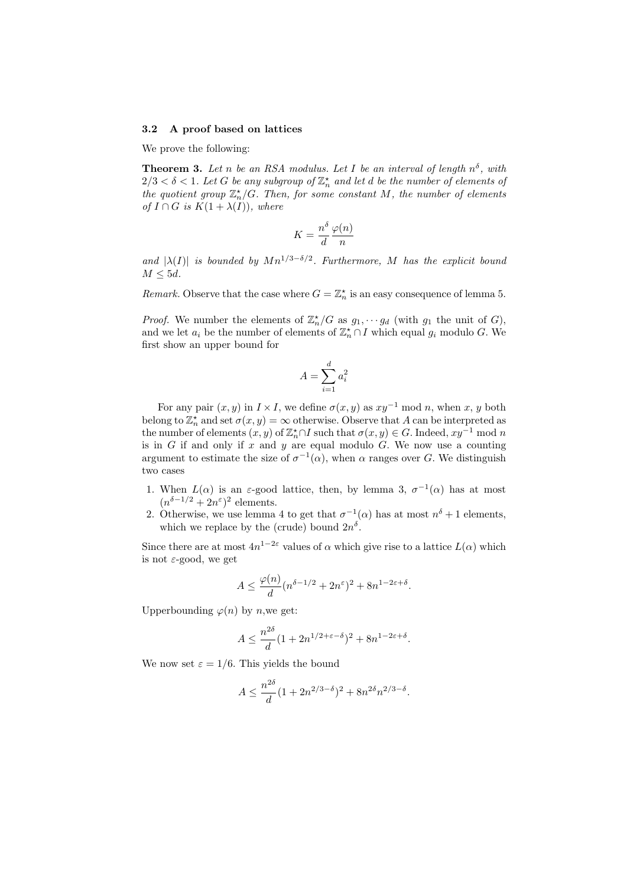### 3.2 A proof based on lattices

We prove the following:

**Theorem 3.** *Let $n$ be an RSA modulus. Let $I$ be an interval of length $n^\delta$, with $2/3 < \delta < 1$. Let $G$ be any subgroup of $\mathbb{Z}_n^\star$ and let $d$ be the number of elements of the quotient group $\mathbb{Z}_n^\star/G$. Then, for some constant $M$, the number of elements of $I \cap G$ is $K(1+\lambda(I))$, where*

$$K = \frac{n^\delta}{d}\frac{\varphi(n)}{n}$$

*and $|\lambda(I)|$ is bounded by $Mn^{1/3-\delta/2}$. Furthermore, $M$ has the explicit bound $M \leq 5d$.*

*Remark.* Observe that the case where $G = \mathbb{Z}_n^\star$ is an easy consequence of lemma 5.

*Proof.* We number the elements of $\mathbb{Z}_n^\star/G$ as $g_1, \cdots g_d$ (with $g_1$ the unit of $G$), and we let $a_i$ be the number of elements of $\mathbb{Z}_n^\star \cap I$ which equal $g_i$ modulo $G$. We first show an upper bound for

$$A = \sum_{i=1}^{d} a_i^2$$

For any pair $(x, y)$ in $I \times I$, we define $\sigma(x, y)$ as $xy^{-1} \bmod n$, when $x$, $y$ both belong to $\mathbb{Z}_n^\star$ and set $\sigma(x, y) = \infty$ otherwise. Observe that $A$ can be interpreted as the number of elements $(x, y)$ of $\mathbb{Z}_n^\star \cap I$ such that $\sigma(x, y) \in G$. Indeed, $xy^{-1} \bmod n$ is in $G$ if and only if $x$ and $y$ are equal modulo $G$. We now use a counting argument to estimate the size of $\sigma^{-1}(\alpha)$, when $\alpha$ ranges over $G$. We distinguish two cases

1. When $L(\alpha)$ is an $\varepsilon$-good lattice, then, by lemma 3, $\sigma^{-1}(\alpha)$ has at most $(n^{\delta-1/2} + 2n^\varepsilon)^2$ elements.
2. Otherwise, we use lemma 4 to get that $\sigma^{-1}(\alpha)$ has at most $n^\delta + 1$ elements, which we replace by the (crude) bound $2n^\delta$.

Since there are at most $4n^{1-2\varepsilon}$ values of $\alpha$ which give rise to a lattice $L(\alpha)$ which is not $\varepsilon$-good, we get

$$A \leq \frac{\varphi(n)}{d}(n^{\delta-1/2} + 2n^\varepsilon)^2 + 8n^{1-2\varepsilon+\delta}.$$

Upperbounding $\varphi(n)$ by $n$,we get:

$$A \leq \frac{n^{2\delta}}{d}(1 + 2n^{1/2+\varepsilon-\delta})^2 + 8n^{1-2\varepsilon+\delta}.$$

We now set $\varepsilon = 1/6$. This yields the bound

$$A \leq \frac{n^{2\delta}}{d}(1 + 2n^{2/3-\delta})^2 + 8n^{2\delta}n^{2/3-\delta}.$$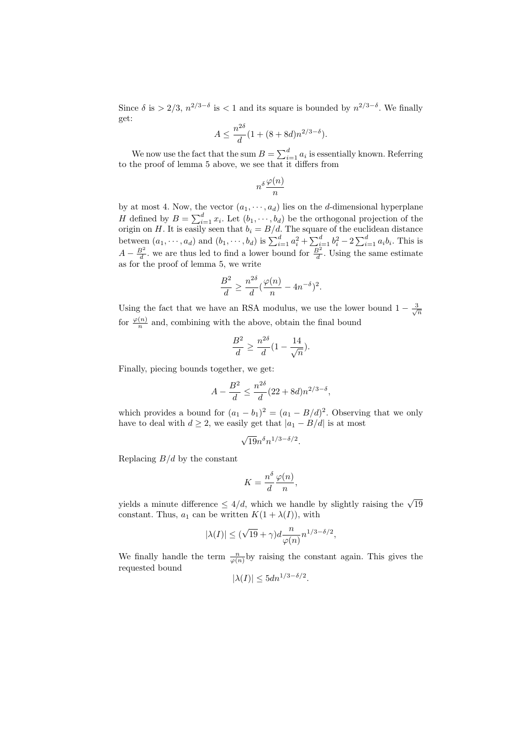Since $\delta$ is $> 2/3$, $n^{2/3-\delta}$ is $< 1$ and its square is bounded by $n^{2/3-\delta}$. We finally get:

$$A \leq \frac{n^{2\delta}}{d}(1 + (8 + 8d)n^{2/3-\delta}).$$

We now use the fact that the sum $B = \sum_{i=1}^{d} a_i$ is essentially known. Referring to the proof of lemma 5 above, we see that it differs from

$$n^{\delta}\frac{\varphi(n)}{n}$$

by at most 4. Now, the vector $(a_1, \cdots, a_d)$ lies on the $d$-dimensional hyperplane $H$ defined by $B = \sum_{i=1}^{d} x_i$. Let $(b_1, \cdots, b_d)$ be the orthogonal projection of the origin on $H$. It is easily seen that $b_i = B/d$. The square of the euclidean distance between $(a_1, \cdots, a_d)$ and $(b_1, \cdots, b_d)$ is $\sum_{i=1}^{d} a_i^2 + \sum_{i=1}^{d} b_i^2 - 2\sum_{i=1}^{d} a_i b_i$. This is $A - \frac{B^2}{d}$. we are thus led to find a lower bound for $\frac{B^2}{d}$. Using the same estimate as for the proof of lemma 5, we write

$$\frac{B^2}{d} \geq \frac{n^{2\delta}}{d}(\frac{\varphi(n)}{n} - 4n^{-\delta})^2.$$

Using the fact that we have an RSA modulus, we use the lower bound $1 - \frac{3}{\sqrt{n}}$ for $\frac{\varphi(n)}{n}$ and, combining with the above, obtain the final bound

$$\frac{B^2}{d} \geq \frac{n^{2\delta}}{d}(1 - \frac{14}{\sqrt{n}}).$$

Finally, piecing bounds together, we get:

$$A - \frac{B^2}{d} \leq \frac{n^{2\delta}}{d}(22 + 8d)n^{2/3-\delta},$$

which provides a bound for $(a_1 - b_1)^2 = (a_1 - B/d)^2$. Observing that we only have to deal with $d \geq 2$, we easily get that $|a_1 - B/d|$ is at most

$$\sqrt{19}n^{\delta}n^{1/3-\delta/2}.$$

Replacing $B/d$ by the constant

$$K = \frac{n^{\delta}}{d}\frac{\varphi(n)}{n},$$

yields a minute difference $\leq 4/d$, which we handle by slightly raising the $\sqrt{19}$ constant. Thus, $a_1$ can be written $K(1 + \lambda(I))$, with

$$|\lambda(I)| \leq (\sqrt{19} + \gamma)d\frac{n}{\varphi(n)}n^{1/3-\delta/2},$$

We finally handle the term $\frac{n}{\varphi(n)}$by raising the constant again. This gives the requested bound

$$|\lambda(I)| \leq 5dn^{1/3-\delta/2}.$$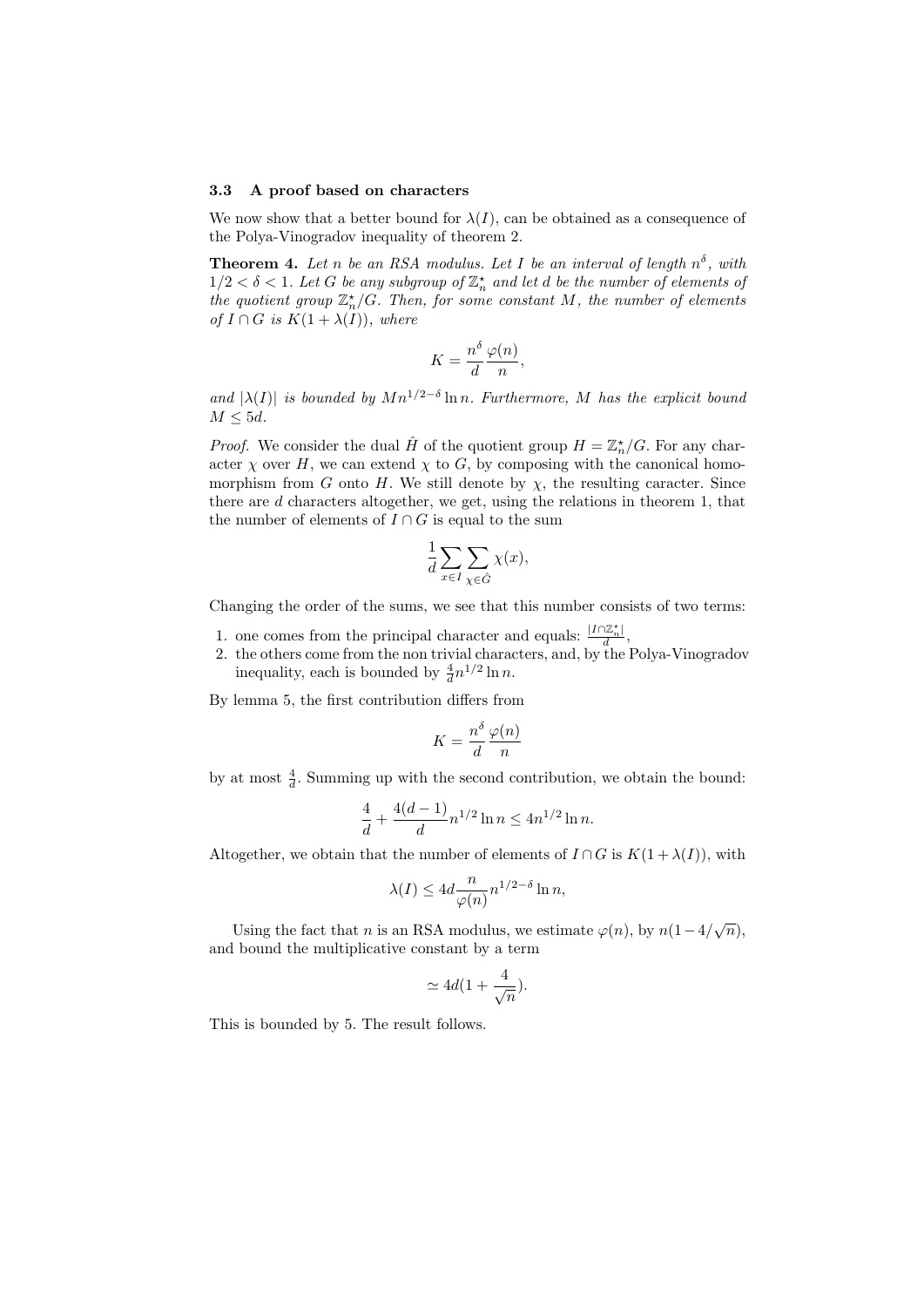### 3.3 A proof based on characters

We now show that a better bound for $\lambda(I)$, can be obtained as a consequence of the Polya-Vinogradov inequality of theorem 2.

**Theorem 4.** *Let $n$ be an RSA modulus. Let $I$ be an interval of length $n^\delta$, with $1/2 < \delta < 1$. Let $G$ be any subgroup of $\mathbb{Z}_n^\star$ and let $d$ be the number of elements of the quotient group $\mathbb{Z}_n^\star/G$. Then, for some constant $M$, the number of elements of $I \cap G$ is $K(1 + \lambda(I))$, where*

$$K = \frac{n^\delta}{d}\frac{\varphi(n)}{n},$$

*and $|\lambda(I)|$ is bounded by $Mn^{1/2-\delta}\ln n$. Furthermore, $M$ has the explicit bound $M \leq 5d$.*

*Proof.* We consider the dual $\hat{H}$ of the quotient group $H = \mathbb{Z}_n^\star/G$. For any character $\chi$ over $H$, we can extend $\chi$ to $G$, by composing with the canonical homomorphism from $G$ onto $H$. We still denote by $\chi$, the resulting caracter. Since there are $d$ characters altogether, we get, using the relations in theorem 1, that the number of elements of $I \cap G$ is equal to the sum

$$\frac{1}{d}\sum_{x\in I}\sum_{\chi\in\hat{G}}\chi(x),$$

Changing the order of the sums, we see that this number consists of two terms:

1. one comes from the principal character and equals: $\frac{|I\cap\mathbb{Z}_n^\star|}{d}$,
2. the others come from the non trivial characters, and, by the Polya-Vinogradov inequality, each is bounded by $\frac{4}{d}n^{1/2}\ln n$.

By lemma 5, the first contribution differs from

$$K = \frac{n^\delta}{d}\frac{\varphi(n)}{n}$$

by at most $\frac{4}{d}$. Summing up with the second contribution, we obtain the bound:

$$\frac{4}{d} + \frac{4(d-1)}{d}n^{1/2}\ln n \leq 4n^{1/2}\ln n.$$

Altogether, we obtain that the number of elements of $I \cap G$ is $K(1 + \lambda(I))$, with

$$\lambda(I) \leq 4d\frac{n}{\varphi(n)}n^{1/2-\delta}\ln n,$$

Using the fact that $n$ is an RSA modulus, we estimate $\varphi(n)$, by $n(1-4/\sqrt{n})$, and bound the multiplicative constant by a term

$$\simeq 4d(1 + \frac{4}{\sqrt{n}}).$$

This is bounded by 5. The result follows.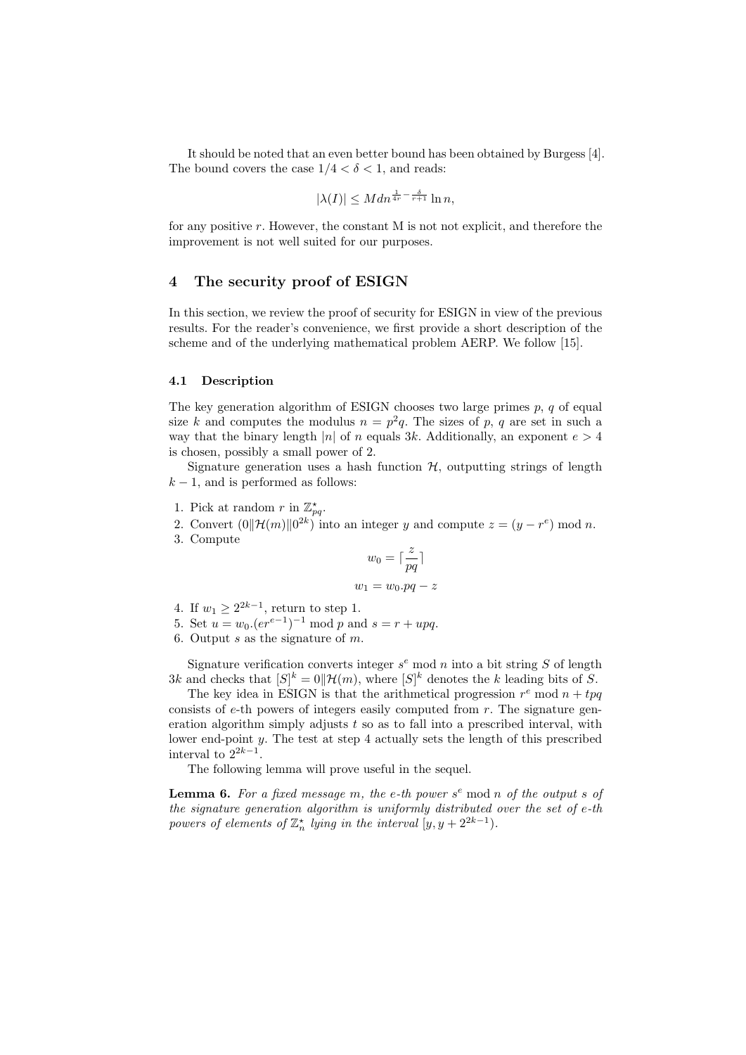It should be noted that an even better bound has been obtained by Burgess [4]. The bound covers the case $1/4 < \delta < 1$, and reads:

$$|\lambda(I)| \leq M d n^{\frac{1}{4r} - \frac{\delta}{r+1}} \ln n,$$

for any positive $r$. However, the constant M is not not explicit, and therefore the improvement is not well suited for our purposes.

## 4 The security proof of ESIGN

In this section, we review the proof of security for ESIGN in view of the previous results. For the reader's convenience, we first provide a short description of the scheme and of the underlying mathematical problem AERP. We follow [15].

### 4.1 Description

The key generation algorithm of ESIGN chooses two large primes $p$, $q$ of equal size $k$ and computes the modulus $n = p^2 q$. The sizes of $p$, $q$ are set in such a way that the binary length $|n|$ of $n$ equals $3k$. Additionally, an exponent $e > 4$ is chosen, possibly a small power of 2.

Signature generation uses a hash function $\mathcal{H}$, outputting strings of length $k - 1$, and is performed as follows:

1. Pick at random $r$ in $\mathbb{Z}^\star_{pq}$.
2. Convert $(0\|\mathcal{H}(m)\|0^{2k})$ into an integer $y$ and compute $z = (y - r^e) \bmod n$.
3. Compute
$$w_0 = \lceil \frac{z}{pq} \rceil$$
$$w_1 = w_0.pq - z$$
4. If $w_1 \geq 2^{2k-1}$, return to step 1.
5. Set $u = w_0.(er^{e-1})^{-1} \bmod p$ and $s = r + upq$.
6. Output $s$ as the signature of $m$.

Signature verification converts integer $s^e \bmod n$ into a bit string $S$ of length $3k$ and checks that $[S]^k = 0\|\mathcal{H}(m)$, where $[S]^k$ denotes the $k$ leading bits of $S$.

The key idea in ESIGN is that the arithmetical progression $r^e \bmod n + tpq$ consists of $e$-th powers of integers easily computed from $r$. The signature generation algorithm simply adjusts $t$ so as to fall into a prescribed interval, with lower end-point $y$. The test at step 4 actually sets the length of this prescribed interval to $2^{2k-1}$.

The following lemma will prove useful in the sequel.

**Lemma 6.** *For a fixed message $m$, the $e$-th power $s^e \bmod n$ of the output $s$ of the signature generation algorithm is uniformly distributed over the set of $e$-th powers of elements of $\mathbb{Z}^\star_n$ lying in the interval $[y, y + 2^{2k-1})$.*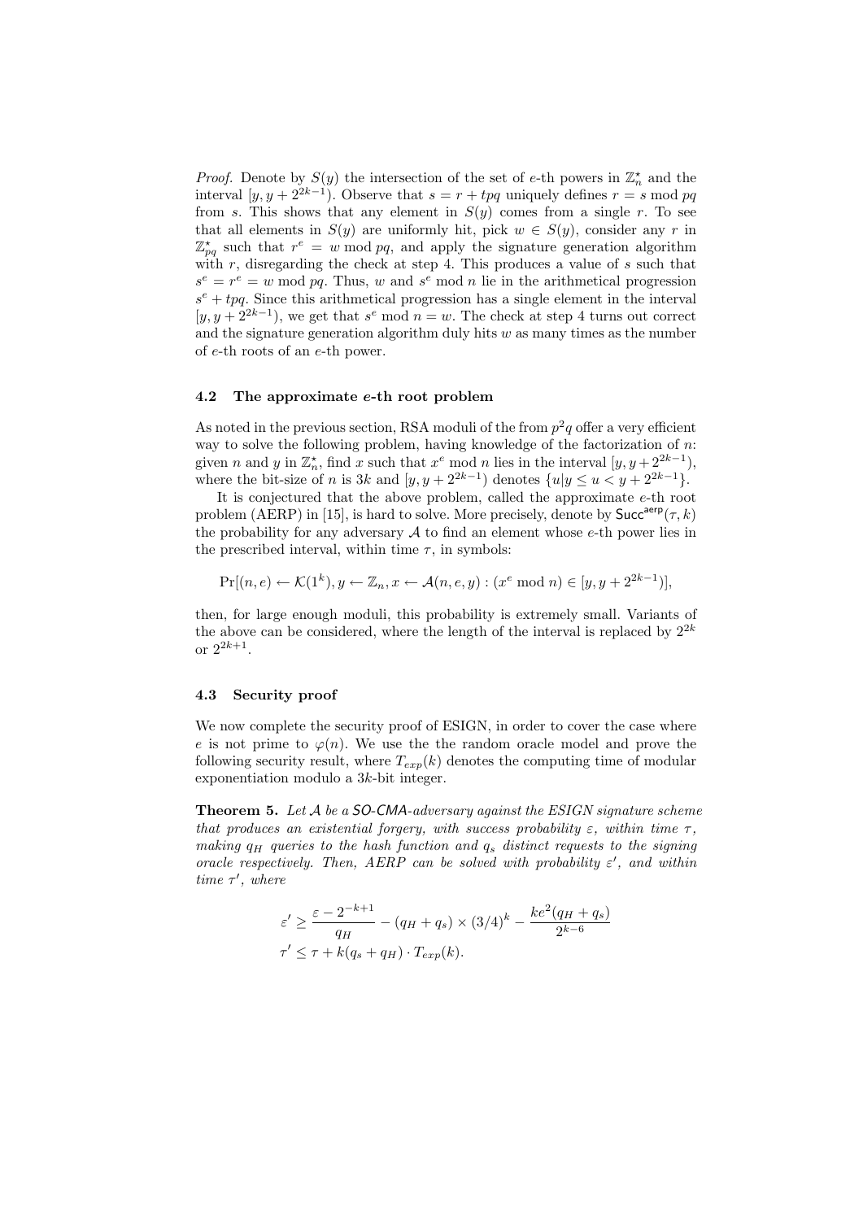*Proof.* Denote by $S(y)$ the intersection of the set of $e$-th powers in $\mathbb{Z}_n^\star$ and the interval $[y, y + 2^{2k-1})$. Observe that $s = r + tpq$ uniquely defines $r = s \bmod pq$ from $s$. This shows that any element in $S(y)$ comes from a single $r$. To see that all elements in $S(y)$ are uniformly hit, pick $w \in S(y)$, consider any $r$ in $\mathbb{Z}_{pq}^\star$ such that $r^e = w \bmod pq$, and apply the signature generation algorithm with $r$, disregarding the check at step 4. This produces a value of $s$ such that $s^e = r^e = w \bmod pq$. Thus, $w$ and $s^e \bmod n$ lie in the arithmetical progression $s^e + tpq$. Since this arithmetical progression has a single element in the interval $[y, y + 2^{2k-1})$, we get that $s^e \bmod n = w$. The check at step 4 turns out correct and the signature generation algorithm duly hits $w$ as many times as the number of $e$-th roots of an $e$-th power.

### 4.2 The approximate $e$-th root problem

As noted in the previous section, RSA moduli of the from $p^2q$ offer a very efficient way to solve the following problem, having knowledge of the factorization of $n$: given $n$ and $y$ in $\mathbb{Z}_n^\star$, find $x$ such that $x^e \bmod n$ lies in the interval $[y, y + 2^{2k-1})$, where the bit-size of $n$ is $3k$ and $[y, y + 2^{2k-1})$ denotes $\{u | y \leq u < y + 2^{2k-1}\}$.

It is conjectured that the above problem, called the approximate $e$-th root problem (AERP) in [15], is hard to solve. More precisely, denote by $\mathsf{Succ}^{\mathsf{aerp}}(\tau, k)$ the probability for any adversary $\mathcal{A}$ to find an element whose $e$-th power lies in the prescribed interval, within time $\tau$, in symbols:

$$\Pr[(n, e) \leftarrow \mathcal{K}(1^k), y \leftarrow \mathbb{Z}_n, x \leftarrow \mathcal{A}(n, e, y) : (x^e \bmod n) \in [y, y + 2^{2k-1})],$$

then, for large enough moduli, this probability is extremely small. Variants of the above can be considered, where the length of the interval is replaced by $2^{2k}$ or $2^{2k+1}$.

### 4.3 Security proof

We now complete the security proof of ESIGN, in order to cover the case where $e$ is not prime to $\varphi(n)$. We use the the random oracle model and prove the following security result, where $T_{exp}(k)$ denotes the computing time of modular exponentiation modulo a $3k$-bit integer.

**Theorem 5.** *Let $\mathcal{A}$ be a* SO-CMA*-adversary against the ESIGN signature scheme that produces an existential forgery, with success probability $\varepsilon$, within time $\tau$, making $q_H$ queries to the hash function and $q_s$ distinct requests to the signing oracle respectively. Then, AERP can be solved with probability $\varepsilon'$, and within time $\tau'$, where*

$$\varepsilon' \geq \frac{\varepsilon - 2^{-k+1}}{q_H} - (q_H + q_s) \times (3/4)^k - \frac{ke^2(q_H + q_s)}{2^{k-6}}$$

$$\tau' \leq \tau + k(q_s + q_H) \cdot T_{exp}(k).$$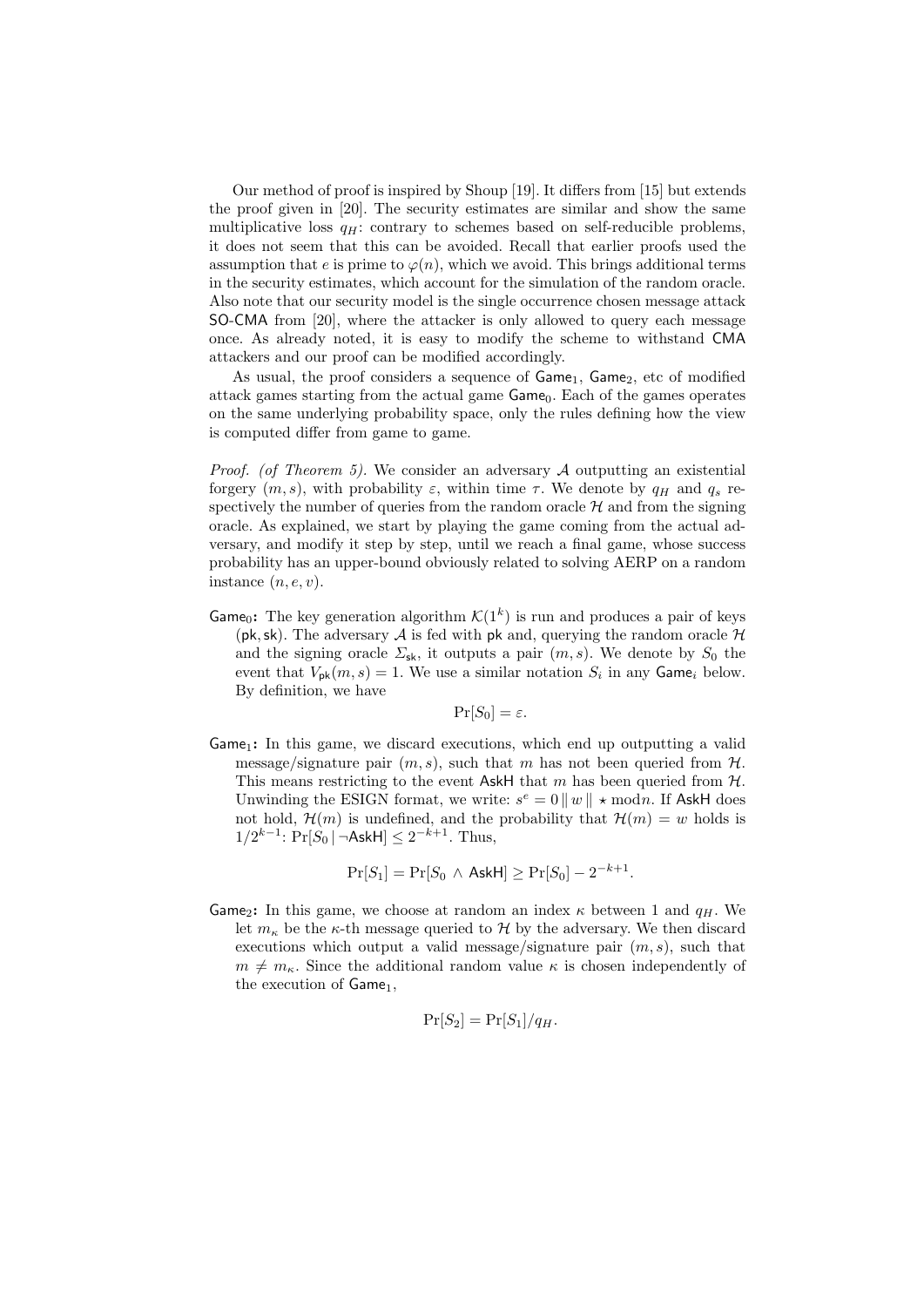Our method of proof is inspired by Shoup [19]. It differs from [15] but extends the proof given in [20]. The security estimates are similar and show the same multiplicative loss $q_H$: contrary to schemes based on self-reducible problems, it does not seem that this can be avoided. Recall that earlier proofs used the assumption that $e$ is prime to $\varphi(n)$, which we avoid. This brings additional terms in the security estimates, which account for the simulation of the random oracle. Also note that our security model is the single occurrence chosen message attack SO-CMA from [20], where the attacker is only allowed to query each message once. As already noted, it is easy to modify the scheme to withstand CMA attackers and our proof can be modified accordingly.

As usual, the proof considers a sequence of $\mathsf{Game}_1$, $\mathsf{Game}_2$, etc of modified attack games starting from the actual game $\mathsf{Game}_0$. Each of the games operates on the same underlying probability space, only the rules defining how the view is computed differ from game to game.

*Proof. (of Theorem 5).* We consider an adversary $\mathcal{A}$ outputting an existential forgery $(m, s)$, with probability $\varepsilon$, within time $\tau$. We denote by $q_H$ and $q_s$ respectively the number of queries from the random oracle $\mathcal{H}$ and from the signing oracle. As explained, we start by playing the game coming from the actual adversary, and modify it step by step, until we reach a final game, whose success probability has an upper-bound obviously related to solving AERP on a random instance $(n, e, v)$.

**$\mathsf{Game}_0$:** The key generation algorithm $\mathcal{K}(1^k)$ is run and produces a pair of keys $(\mathsf{pk}, \mathsf{sk})$. The adversary $\mathcal{A}$ is fed with $\mathsf{pk}$ and, querying the random oracle $\mathcal{H}$ and the signing oracle $\Sigma_{\mathsf{sk}}$, it outputs a pair $(m, s)$. We denote by $S_0$ the event that $V_{\mathsf{pk}}(m, s) = 1$. We use a similar notation $S_i$ in any $\mathsf{Game}_i$ below. By definition, we have

$$\Pr[S_0] = \varepsilon.$$

**$\mathsf{Game}_1$:** In this game, we discard executions, which end up outputting a valid message/signature pair $(m, s)$, such that $m$ has not been queried from $\mathcal{H}$. This means restricting to the event $\mathsf{AskH}$ that $m$ has been queried from $\mathcal{H}$. Unwinding the ESIGN format, we write: $s^e = 0 \,\|\, w \,\|\, \star \bmod n$. If $\mathsf{AskH}$ does not hold, $\mathcal{H}(m)$ is undefined, and the probability that $\mathcal{H}(m) = w$ holds is $1/2^{k-1}$: $\Pr[S_0 \mid \neg\mathsf{AskH}] \leq 2^{-k+1}$. Thus,

$$\Pr[S_1] = \Pr[S_0 \wedge \mathsf{AskH}] \geq \Pr[S_0] - 2^{-k+1}.$$

**$\mathsf{Game}_2$:** In this game, we choose at random an index $\kappa$ between 1 and $q_H$. We let $m_\kappa$ be the $\kappa$-th message queried to $\mathcal{H}$ by the adversary. We then discard executions which output a valid message/signature pair $(m, s)$, such that $m \neq m_\kappa$. Since the additional random value $\kappa$ is chosen independently of the execution of $\mathsf{Game}_1$,

$$\Pr[S_2] = \Pr[S_1]/q_H.$$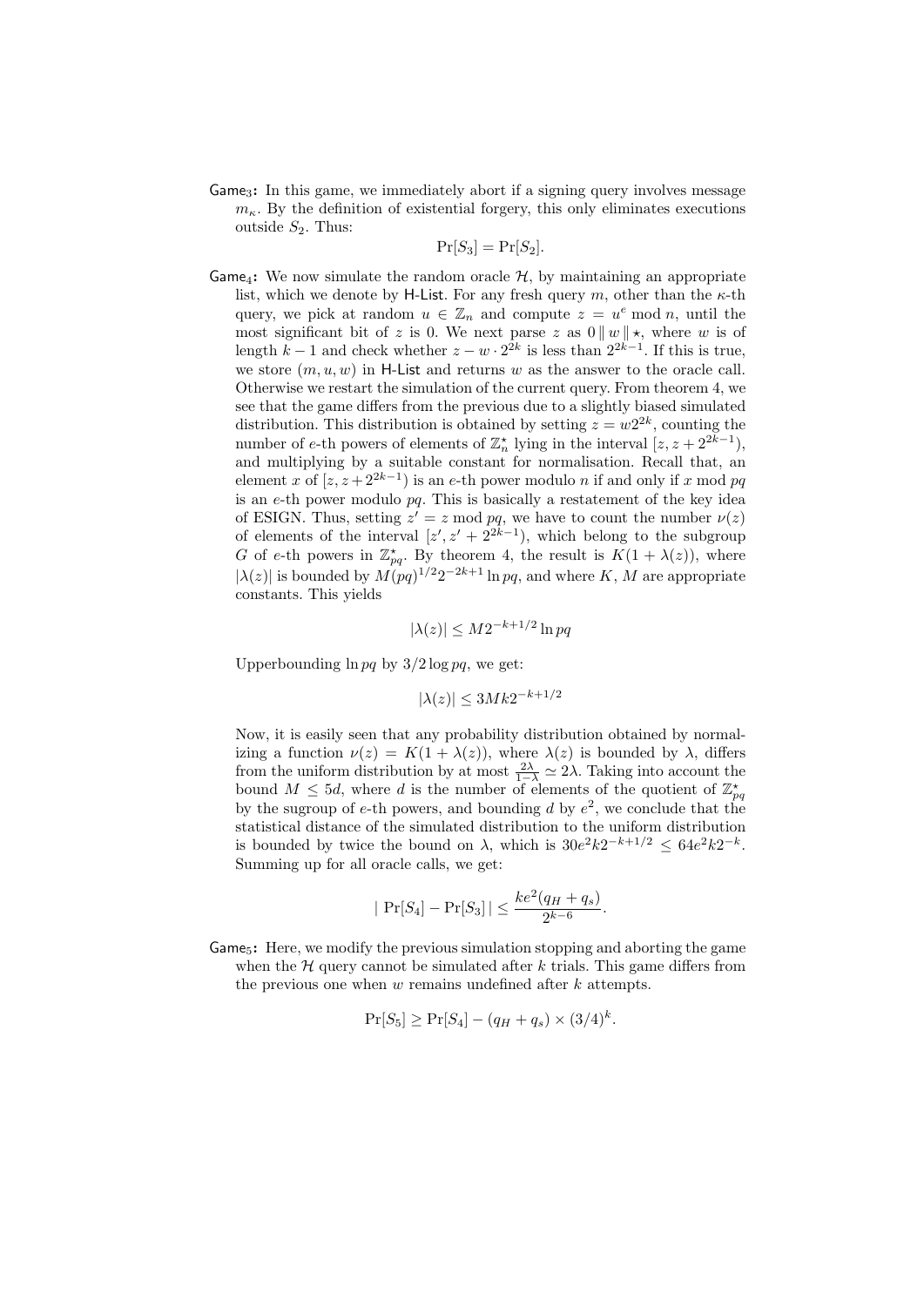**Game$_3$:** In this game, we immediately abort if a signing query involves message $m_\kappa$. By the definition of existential forgery, this only eliminates executions outside $S_2$. Thus:

$$\Pr[S_3] = \Pr[S_2].$$

**Game$_4$:** We now simulate the random oracle $\mathcal{H}$, by maintaining an appropriate list, which we denote by H-List. For any fresh query $m$, other than the $\kappa$-th query, we pick at random $u \in \mathbb{Z}_n$ and compute $z = u^e \bmod n$, until the most significant bit of $z$ is 0. We next parse $z$ as $0 \| w \| \star$, where $w$ is of length $k-1$ and check whether $z - w \cdot 2^{2k}$ is less than $2^{2k-1}$. If this is true, we store $(m, u, w)$ in H-List and returns $w$ as the answer to the oracle call. Otherwise we restart the simulation of the current query. From theorem 4, we see that the game differs from the previous due to a slightly biased simulated distribution. This distribution is obtained by setting $z = w2^{2k}$, counting the number of $e$-th powers of elements of $\mathbb{Z}_n^\star$ lying in the interval $[z, z + 2^{2k-1})$, and multiplying by a suitable constant for normalisation. Recall that, an element $x$ of $[z, z+2^{2k-1})$ is an $e$-th power modulo $n$ if and only if $x \bmod pq$ is an $e$-th power modulo $pq$. This is basically a restatement of the key idea of ESIGN. Thus, setting $z' = z \bmod pq$, we have to count the number $\nu(z)$ of elements of the interval $[z', z' + 2^{2k-1})$, which belong to the subgroup $G$ of $e$-th powers in $\mathbb{Z}_{pq}^\star$. By theorem 4, the result is $K(1 + \lambda(z))$, where $|\lambda(z)|$ is bounded by $M(pq)^{1/2}2^{-2k+1} \ln pq$, and where $K$, $M$ are appropriate constants. This yields

$$|\lambda(z)| \leq M2^{-k+1/2} \ln pq$$

Upperbounding $\ln pq$ by $3/2 \log pq$, we get:

$$|\lambda(z)| \leq 3Mk2^{-k+1/2}$$

Now, it is easily seen that any probability distribution obtained by normalizing a function $\nu(z) = K(1 + \lambda(z))$, where $\lambda(z)$ is bounded by $\lambda$, differs from the uniform distribution by at most $\frac{2\lambda}{1-\lambda} \simeq 2\lambda$. Taking into account the bound $M \leq 5d$, where $d$ is the number of elements of the quotient of $\mathbb{Z}_{pq}^\star$ by the sugroup of $e$-th powers, and bounding $d$ by $e^2$, we conclude that the statistical distance of the simulated distribution to the uniform distribution is bounded by twice the bound on $\lambda$, which is $30e^2k2^{-k+1/2} \leq 64e^2k2^{-k}$. Summing up for all oracle calls, we get:

$$|\Pr[S_4] - \Pr[S_3]| \leq \frac{ke^2(q_H + q_s)}{2^{k-6}}.$$

**Game$_5$:** Here, we modify the previous simulation stopping and aborting the game when the $\mathcal{H}$ query cannot be simulated after $k$ trials. This game differs from the previous one when $w$ remains undefined after $k$ attempts.

$$\Pr[S_5] \geq \Pr[S_4] - (q_H + q_s) \times (3/4)^k.$$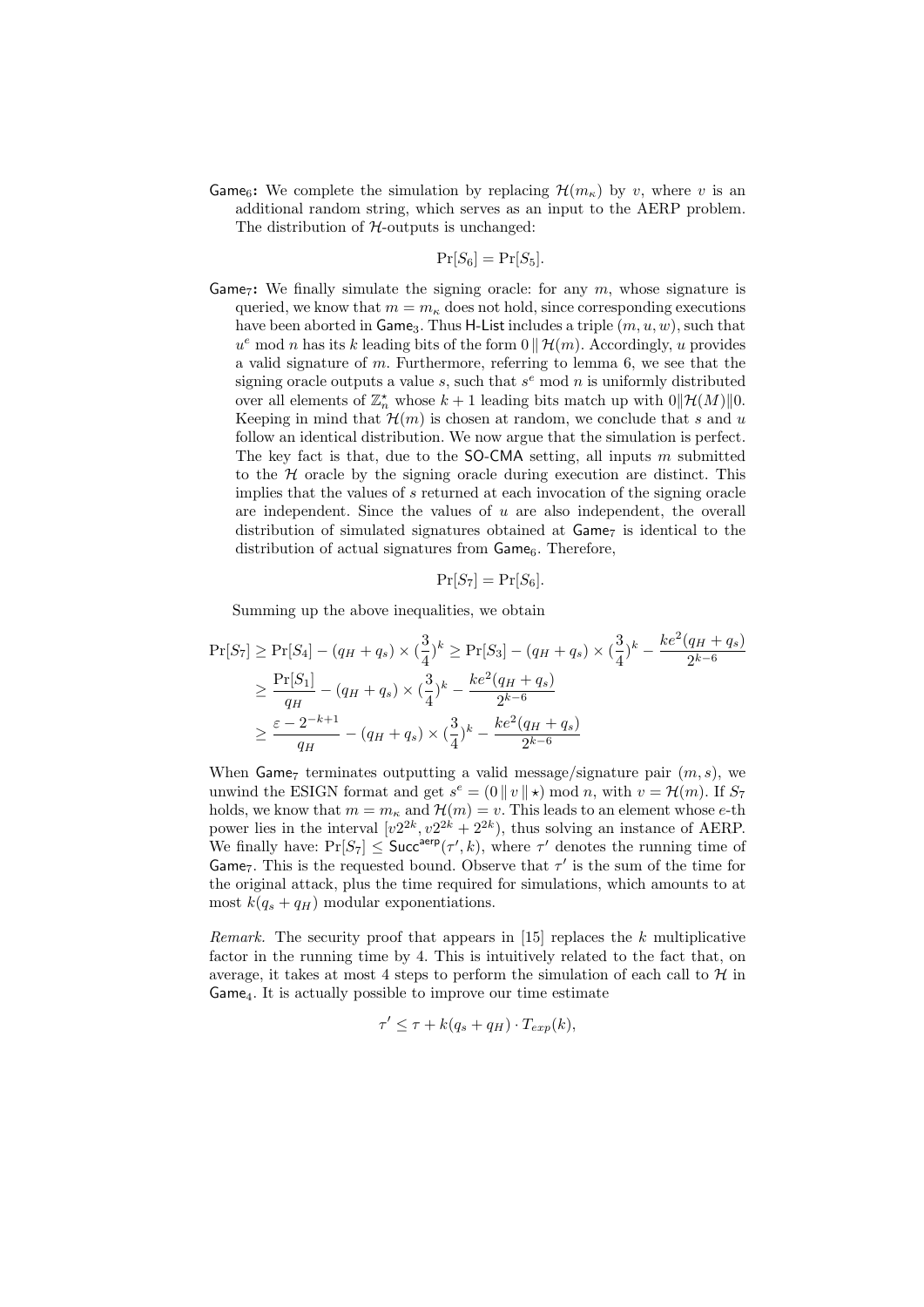**$\mathsf{Game}_6$:** We complete the simulation by replacing $\mathcal{H}(m_\kappa)$ by $v$, where $v$ is an additional random string, which serves as an input to the AERP problem. The distribution of $\mathcal{H}$-outputs is unchanged:

$$\Pr[S_6] = \Pr[S_5].$$

**$\mathsf{Game}_7$:** We finally simulate the signing oracle: for any $m$, whose signature is queried, we know that $m = m_\kappa$ does not hold, since corresponding executions have been aborted in $\mathsf{Game}_3$. Thus $\mathsf{H\text{-}List}$ includes a triple $(m, u, w)$, such that $u^e \bmod n$ has its $k$ leading bits of the form $0 \,\|\, \mathcal{H}(m)$. Accordingly, $u$ provides a valid signature of $m$. Furthermore, referring to lemma 6, we see that the signing oracle outputs a value $s$, such that $s^e \bmod n$ is uniformly distributed over all elements of $\mathbb{Z}_n^\star$ whose $k+1$ leading bits match up with $0\|\mathcal{H}(M)\|0$. Keeping in mind that $\mathcal{H}(m)$ is chosen at random, we conclude that $s$ and $u$ follow an identical distribution. We now argue that the simulation is perfect. The key fact is that, due to the $\mathsf{SO\text{-}CMA}$ setting, all inputs $m$ submitted to the $\mathcal{H}$ oracle by the signing oracle during execution are distinct. This implies that the values of $s$ returned at each invocation of the signing oracle are independent. Since the values of $u$ are also independent, the overall distribution of simulated signatures obtained at $\mathsf{Game}_7$ is identical to the distribution of actual signatures from $\mathsf{Game}_6$. Therefore,

$$\Pr[S_7] = \Pr[S_6].$$

Summing up the above inequalities, we obtain

$$\begin{aligned}
\Pr[S_7] &\geq \Pr[S_4] - (q_H + q_s) \times (\frac{3}{4})^k \geq \Pr[S_3] - (q_H + q_s) \times (\frac{3}{4})^k - \frac{ke^2(q_H + q_s)}{2^{k-6}} \\
&\geq \frac{\Pr[S_1]}{q_H} - (q_H + q_s) \times (\frac{3}{4})^k - \frac{ke^2(q_H + q_s)}{2^{k-6}} \\
&\geq \frac{\varepsilon - 2^{-k+1}}{q_H} - (q_H + q_s) \times (\frac{3}{4})^k - \frac{ke^2(q_H + q_s)}{2^{k-6}}
\end{aligned}$$

When $\mathsf{Game}_7$ terminates outputting a valid message/signature pair $(m, s)$, we unwind the ESIGN format and get $s^e = (0 \,\|\, v \,\|\, \star) \bmod n$, with $v = \mathcal{H}(m)$. If $S_7$ holds, we know that $m = m_\kappa$ and $\mathcal{H}(m) = v$. This leads to an element whose $e$-th power lies in the interval $[v2^{2k}, v2^{2k} + 2^{2k})$, thus solving an instance of AERP. We finally have: $\Pr[S_7] \leq \mathsf{Succ}^{\mathsf{aerp}}(\tau', k)$, where $\tau'$ denotes the running time of $\mathsf{Game}_7$. This is the requested bound. Observe that $\tau'$ is the sum of the time for the original attack, plus the time required for simulations, which amounts to at most $k(q_s + q_H)$ modular exponentiations.

*Remark.* The security proof that appears in [15] replaces the $k$ multiplicative factor in the running time by 4. This is intuitively related to the fact that, on average, it takes at most 4 steps to perform the simulation of each call to $\mathcal{H}$ in $\mathsf{Game}_4$. It is actually possible to improve our time estimate

$$\tau' \leq \tau + k(q_s + q_H) \cdot T_{exp}(k),$$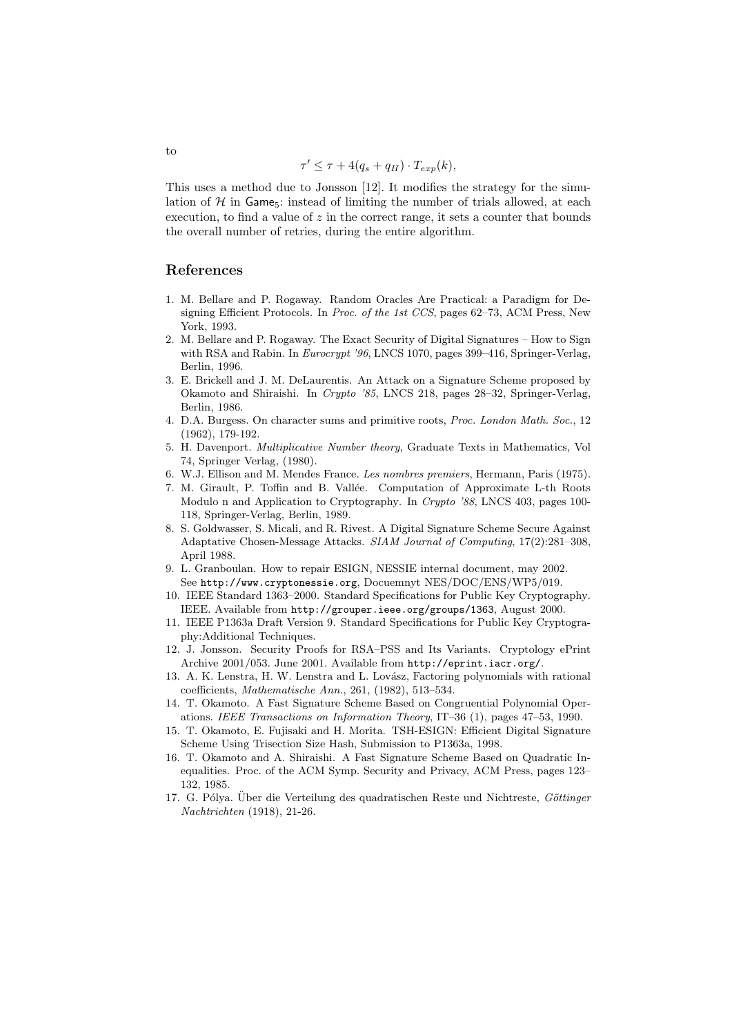to

$$\tau' \leq \tau + 4(q_s + q_H) \cdot T_{exp}(k),$$

This uses a method due to Jonsson [12]. It modifies the strategy for the simulation of $\mathcal{H}$ in $\mathsf{Game}_5$: instead of limiting the number of trials allowed, at each execution, to find a value of $z$ in the correct range, it sets a counter that bounds the overall number of retries, during the entire algorithm.

## References

1. M. Bellare and P. Rogaway. Random Oracles Are Practical: a Paradigm for Designing Efficient Protocols. In *Proc. of the 1st CCS*, pages 62–73, ACM Press, New York, 1993.
2. M. Bellare and P. Rogaway. The Exact Security of Digital Signatures – How to Sign with RSA and Rabin. In *Eurocrypt '96*, LNCS 1070, pages 399–416, Springer-Verlag, Berlin, 1996.
3. E. Brickell and J. M. DeLaurentis. An Attack on a Signature Scheme proposed by Okamoto and Shiraishi. In *Crypto '85*, LNCS 218, pages 28–32, Springer-Verlag, Berlin, 1986.
4. D.A. Burgess. On character sums and primitive roots, *Proc. London Math. Soc.*, 12 (1962), 179-192.
5. H. Davenport. *Multiplicative Number theory*, Graduate Texts in Mathematics, Vol 74, Springer Verlag, (1980).
6. W.J. Ellison and M. Mendes France. *Les nombres premiers*, Hermann, Paris (1975).
7. M. Girault, P. Toffin and B. Vallée. Computation of Approximate L-th Roots Modulo n and Application to Cryptography. In *Crypto '88*, LNCS 403, pages 100-118, Springer-Verlag, Berlin, 1989.
8. S. Goldwasser, S. Micali, and R. Rivest. A Digital Signature Scheme Secure Against Adaptative Chosen-Message Attacks. *SIAM Journal of Computing*, 17(2):281–308, April 1988.
9. L. Granboulan. How to repair ESIGN, NESSIE internal document, may 2002. See `http://www.cryptonessie.org`, Docuemnyt NES/DOC/ENS/WP5/019.
10. IEEE Standard 1363–2000. Standard Specifications for Public Key Cryptography. IEEE. Available from `http://grouper.ieee.org/groups/1363`, August 2000.
11. IEEE P1363a Draft Version 9. Standard Specifications for Public Key Cryptography:Additional Techniques.
12. J. Jonsson. Security Proofs for RSA–PSS and Its Variants. Cryptology ePrint Archive 2001/053. June 2001. Available from `http://eprint.iacr.org/`.
13. A. K. Lenstra, H. W. Lenstra and L. Lovász, Factoring polynomials with rational coefficients, *Mathematische Ann.*, 261, (1982), 513–534.
14. T. Okamoto. A Fast Signature Scheme Based on Congruential Polynomial Operations. *IEEE Transactions on Information Theory*, IT–36 (1), pages 47–53, 1990.
15. T. Okamoto, E. Fujisaki and H. Morita. TSH-ESIGN: Efficient Digital Signature Scheme Using Trisection Size Hash, Submission to P1363a, 1998.
16. T. Okamoto and A. Shiraishi. A Fast Signature Scheme Based on Quadratic Inequalities. Proc. of the ACM Symp. Security and Privacy, ACM Press, pages 123–132, 1985.
17. G. Pólya. Über die Verteilung des quadratischen Reste und Nichtreste, *Göttinger Nachtrichten* (1918), 21-26.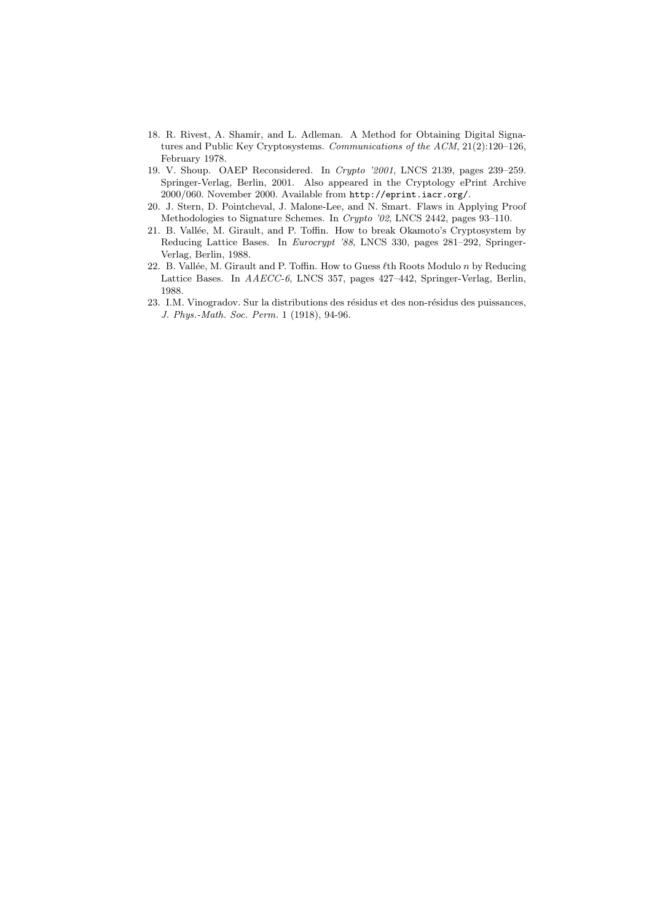18. R. Rivest, A. Shamir, and L. Adleman. A Method for Obtaining Digital Signatures and Public Key Cryptosystems. *Communications of the ACM*, 21(2):120–126, February 1978.
19. V. Shoup. OAEP Reconsidered. In *Crypto '2001*, LNCS 2139, pages 239–259. Springer-Verlag, Berlin, 2001. Also appeared in the Cryptology ePrint Archive 2000/060. November 2000. Available from `http://eprint.iacr.org/`.
20. J. Stern, D. Pointcheval, J. Malone-Lee, and N. Smart. Flaws in Applying Proof Methodologies to Signature Schemes. In *Crypto '02*, LNCS 2442, pages 93–110.
21. B. Vallée, M. Girault, and P. Toffin. How to break Okamoto's Cryptosystem by Reducing Lattice Bases. In *Eurocrypt '88*, LNCS 330, pages 281–292, Springer-Verlag, Berlin, 1988.
22. B. Vallée, M. Girault and P. Toffin. How to Guess $\ell$th Roots Modulo $n$ by Reducing Lattice Bases. In *AAECC-6*, LNCS 357, pages 427–442, Springer-Verlag, Berlin, 1988.
23. I.M. Vinogradov. Sur la distributions des résidus et des non-résidus des puissances, *J. Phys.-Math. Soc. Perm.* 1 (1918), 94-96.